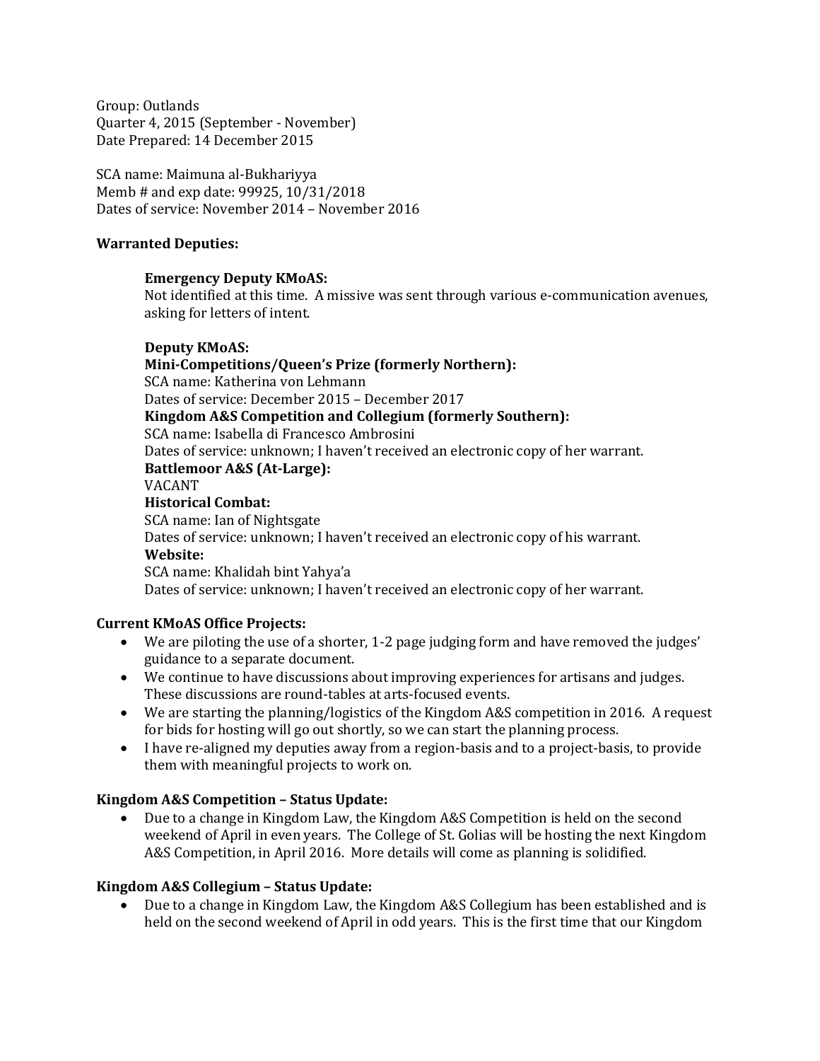Group: Outlands
Quarter 4, 2015 (September - November)
Date Prepared: 14 December 2015

SCA name: Maimuna al-Bukhariyya
Memb # and exp date: 99925, 10/31/2018
Dates of service: November 2014 – November 2016

**Warranted Deputies:**

**Emergency Deputy KMoAS:**
Not identified at this time. A missive was sent through various e-communication avenues, asking for letters of intent.

**Deputy KMoAS:**
**Mini-Competitions/Queen's Prize (formerly Northern):**
SCA name: Katherina von Lehmann
Dates of service: December 2015 – December 2017
**Kingdom A&S Competition and Collegium (formerly Southern):**
SCA name: Isabella di Francesco Ambrosini
Dates of service: unknown; I haven't received an electronic copy of her warrant.
**Battlemoor A&S (At-Large):**
VACANT
**Historical Combat:**
SCA name: Ian of Nightsgate
Dates of service: unknown; I haven't received an electronic copy of his warrant.
**Website:**
SCA name: Khalidah bint Yahya'a
Dates of service: unknown; I haven't received an electronic copy of her warrant.

**Current KMoAS Office Projects:**

- We are piloting the use of a shorter, 1-2 page judging form and have removed the judges' guidance to a separate document.
- We continue to have discussions about improving experiences for artisans and judges. These discussions are round-tables at arts-focused events.
- We are starting the planning/logistics of the Kingdom A&S competition in 2016. A request for bids for hosting will go out shortly, so we can start the planning process.
- I have re-aligned my deputies away from a region-basis and to a project-basis, to provide them with meaningful projects to work on.

**Kingdom A&S Competition – Status Update:**

- Due to a change in Kingdom Law, the Kingdom A&S Competition is held on the second weekend of April in even years. The College of St. Golias will be hosting the next Kingdom A&S Competition, in April 2016. More details will come as planning is solidified.

**Kingdom A&S Collegium – Status Update:**

- Due to a change in Kingdom Law, the Kingdom A&S Collegium has been established and is held on the second weekend of April in odd years. This is the first time that our Kingdom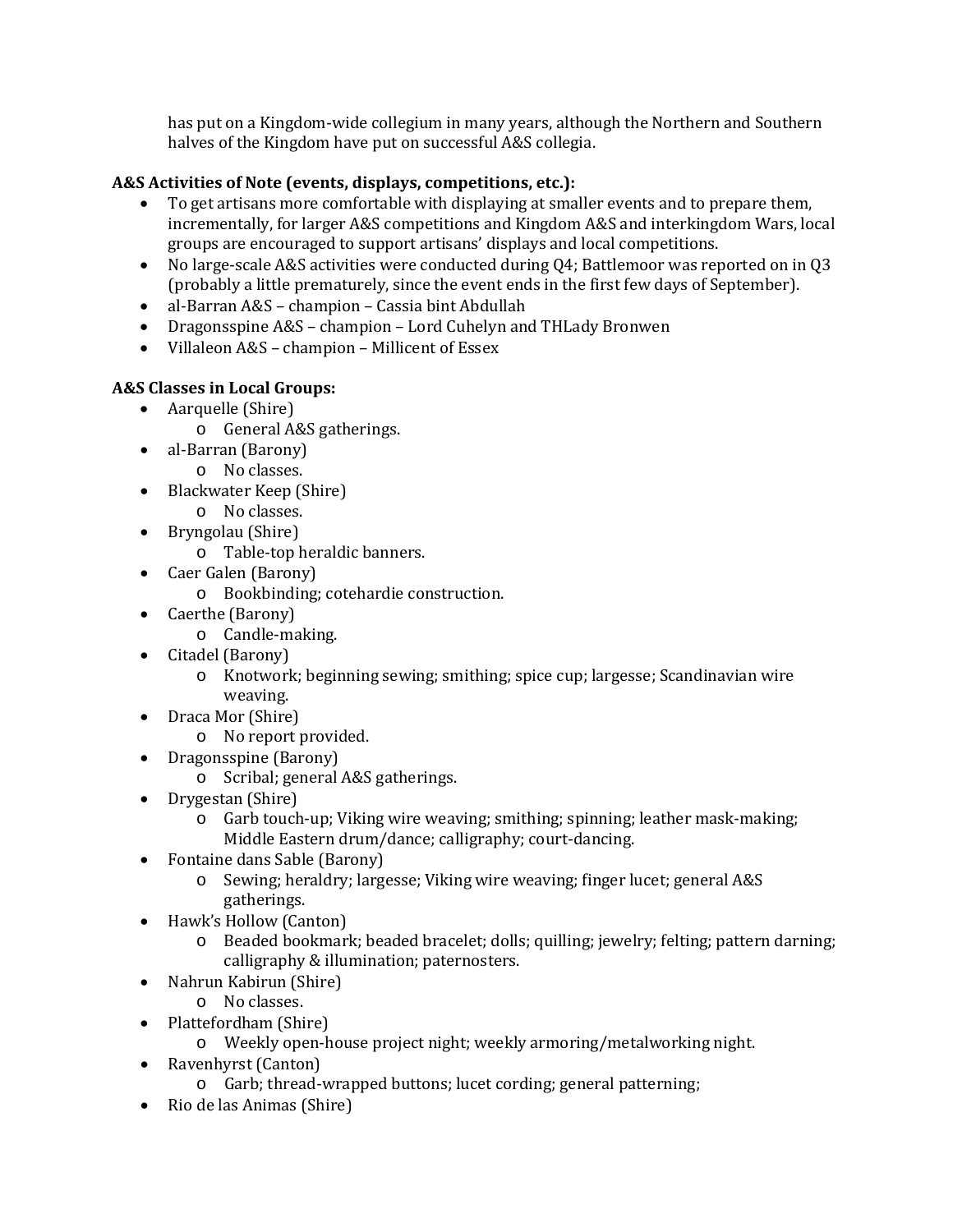has put on a Kingdom-wide collegium in many years, although the Northern and Southern halves of the Kingdom have put on successful A&S collegia.

**A&S Activities of Note (events, displays, competitions, etc.):**

- To get artisans more comfortable with displaying at smaller events and to prepare them, incrementally, for larger A&S competitions and Kingdom A&S and interkingdom Wars, local groups are encouraged to support artisans' displays and local competitions.
- No large-scale A&S activities were conducted during Q4; Battlemoor was reported on in Q3 (probably a little prematurely, since the event ends in the first few days of September).
- al-Barran A&S – champion – Cassia bint Abdullah
- Dragonsspine A&S – champion – Lord Cuhelyn and THLady Bronwen
- Villaleon A&S – champion – Millicent of Essex

**A&S Classes in Local Groups:**

- Aarquelle (Shire)
  - General A&S gatherings.
- al-Barran (Barony)
  - No classes.
- Blackwater Keep (Shire)
  - No classes.
- Bryngolau (Shire)
  - Table-top heraldic banners.
- Caer Galen (Barony)
  - Bookbinding; cotehardie construction.
- Caerthe (Barony)
  - Candle-making.
- Citadel (Barony)
  - Knotwork; beginning sewing; smithing; spice cup; largesse; Scandinavian wire weaving.
- Draca Mor (Shire)
  - No report provided.
- Dragonsspine (Barony)
  - Scribal; general A&S gatherings.
- Drygestan (Shire)
  - Garb touch-up; Viking wire weaving; smithing; spinning; leather mask-making; Middle Eastern drum/dance; calligraphy; court-dancing.
- Fontaine dans Sable (Barony)
  - Sewing; heraldry; largesse; Viking wire weaving; finger lucet; general A&S gatherings.
- Hawk's Hollow (Canton)
  - Beaded bookmark; beaded bracelet; dolls; quilling; jewelry; felting; pattern darning; calligraphy & illumination; paternosters.
- Nahrun Kabirun (Shire)
  - No classes.
- Plattefordham (Shire)
  - Weekly open-house project night; weekly armoring/metalworking night.
- Ravenhyrst (Canton)
  - Garb; thread-wrapped buttons; lucet cording; general patterning;
- Rio de las Animas (Shire)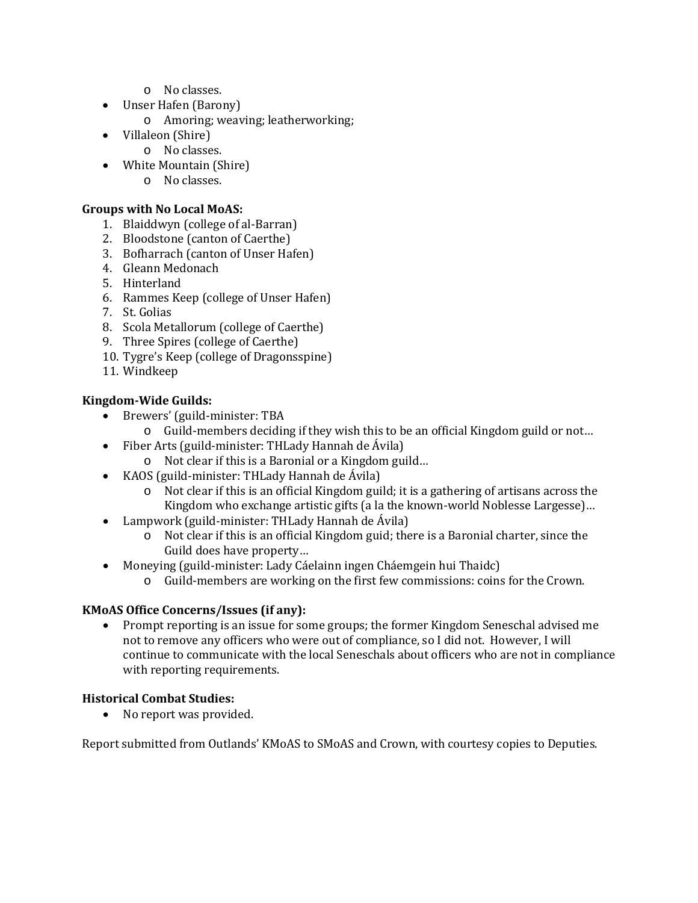- No classes.
- Unser Hafen (Barony)
  - Amoring; weaving; leatherworking;
- Villaleon (Shire)
  - No classes.
- White Mountain (Shire)
  - No classes.

**Groups with No Local MoAS:**

1. Blaiddwyn (college of al-Barran)
2. Bloodstone (canton of Caerthe)
3. Bofharrach (canton of Unser Hafen)
4. Gleann Medonach
5. Hinterland
6. Rammes Keep (college of Unser Hafen)
7. St. Golias
8. Scola Metallorum (college of Caerthe)
9. Three Spires (college of Caerthe)
10. Tygre's Keep (college of Dragonsspine)
11. Windkeep

**Kingdom-Wide Guilds:**

- Brewers' (guild-minister: TBA
  - Guild-members deciding if they wish this to be an official Kingdom guild or not…
- Fiber Arts (guild-minister: THLady Hannah de Ávila)
  - Not clear if this is a Baronial or a Kingdom guild…
- KAOS (guild-minister: THLady Hannah de Ávila)
  - Not clear if this is an official Kingdom guild; it is a gathering of artisans across the Kingdom who exchange artistic gifts (a la the known-world Noblesse Largesse)…
- Lampwork (guild-minister: THLady Hannah de Ávila)
  - Not clear if this is an official Kingdom guid; there is a Baronial charter, since the Guild does have property…
- Moneying (guild-minister: Lady Cáelainn ingen Cháemgein hui Thaidc)
  - Guild-members are working on the first few commissions: coins for the Crown.

**KMoAS Office Concerns/Issues (if any):**

- Prompt reporting is an issue for some groups; the former Kingdom Seneschal advised me not to remove any officers who were out of compliance, so I did not. However, I will continue to communicate with the local Seneschals about officers who are not in compliance with reporting requirements.

**Historical Combat Studies:**

- No report was provided.

Report submitted from Outlands' KMoAS to SMoAS and Crown, with courtesy copies to Deputies.